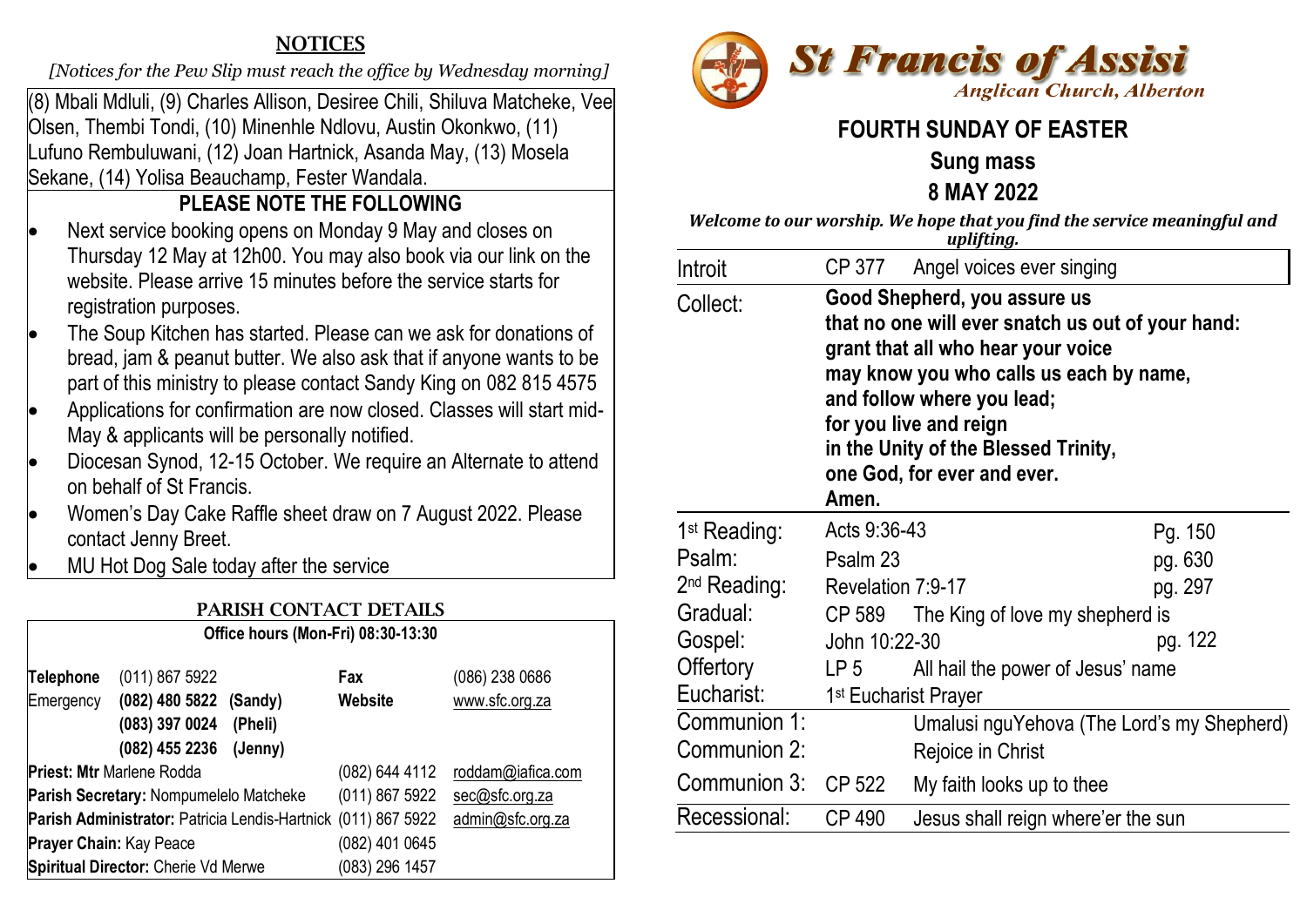## NOTICES

*[Notices for the Pew Slip must reach the office by Wednesday morning]*

(8) Mbali Mdluli, (9) Charles Allison, Desiree Chili, Shiluva Matcheke, Vee Olsen, Thembi Tondi, (10) Minenhle Ndlovu, Austin Okonkwo, (11) Lufuno Rembuluwani, (12) Joan Hartnick, Asanda May, (13) Mosela Sekane, (14) Yolisa Beauchamp, Fester Wandala.

### PLEASE NOTE THE FOLLOWING

- Next service booking opens on Monday 9 May and closes on Thursday 12 May at 12h00. You may also book via our link on the website. Please arrive 15 minutes before the service starts for registration purposes.
- The Soup Kitchen has started. Please can we ask for donations of bread, jam & peanut butter. We also ask that if anyone wants to be part of this ministry to please contact Sandy King on 082 815 4575
- Applications for confirmation are now closed. Classes will start mid-May & applicants will be personally notified.
- Diocesan Synod, 12-15 October. We require an Alternate to attend on behalf of St Francis.
- Women's Day Cake Raffle sheet draw on 7 August 2022. Please contact Jenny Breet.
- MU Hot Dog Sale today after the service

## PARISH CONTACT DETAILS

**Office hours (Mon-Fri) 08:30-13:30**

| | | | |
|---|---|---|---|
| **Telephone** | (011) 867 5922 | **Fax** | (086) 238 0686 |
| Emergency | **(082) 480 5822 (Sandy)** | **Website** | www.sfc.org.za |
| | **(083) 397 0024 (Pheli)** | | |
| | **(082) 455 2236 (Jenny)** | | |
| **Priest: Mtr** Marlene Rodda | | (082) 644 4112 | roddam@iafica.com |
| **Parish Secretary:** Nompumelelo Matcheke | | (011) 867 5922 | sec@sfc.org.za |
| **Parish Administrator:** Patricia Lendis-Hartnick | | (011) 867 5922 | admin@sfc.org.za |
| **Prayer Chain:** Kay Peace | | (082) 401 0645 | |
| **Spiritual Director:** Cherie Vd Merwe | | (083) 296 1457 | |

# St Francis of Assisi

*Anglican Church, Alberton*

## FOURTH SUNDAY OF EASTER

**Sung mass**

**8 MAY 2022**

***Welcome to our worship. We hope that you find the service meaningful and uplifting.***

| | | | |
|---|---|---|---|
| Introit | CP 377 | Angel voices ever singing | |
| Collect: | **Good Shepherd, you assure us that no one will ever snatch us out of your hand: grant that all who hear your voice may know you who calls us each by name, and follow where you lead; for you live and reign in the Unity of the Blessed Trinity, one God, for ever and ever. Amen.** | | |
| 1st Reading: | Acts 9:36-43 | | Pg. 150 |
| Psalm: | Psalm 23 | | pg. 630 |
| 2nd Reading: | Revelation 7:9-17 | | pg. 297 |
| Gradual: | CP 589 | The King of love my shepherd is | |
| Gospel: | John 10:22-30 | | pg. 122 |
| Offertory | LP 5 | All hail the power of Jesus' name | |
| Eucharist: | 1st Eucharist Prayer | | |
| Communion 1: | | Umalusi nguYehova (The Lord's my Shepherd) | |
| Communion 2: | | Rejoice in Christ | |
| Communion 3: | CP 522 | My faith looks up to thee | |
| Recessional: | CP 490 | Jesus shall reign where'er the sun | |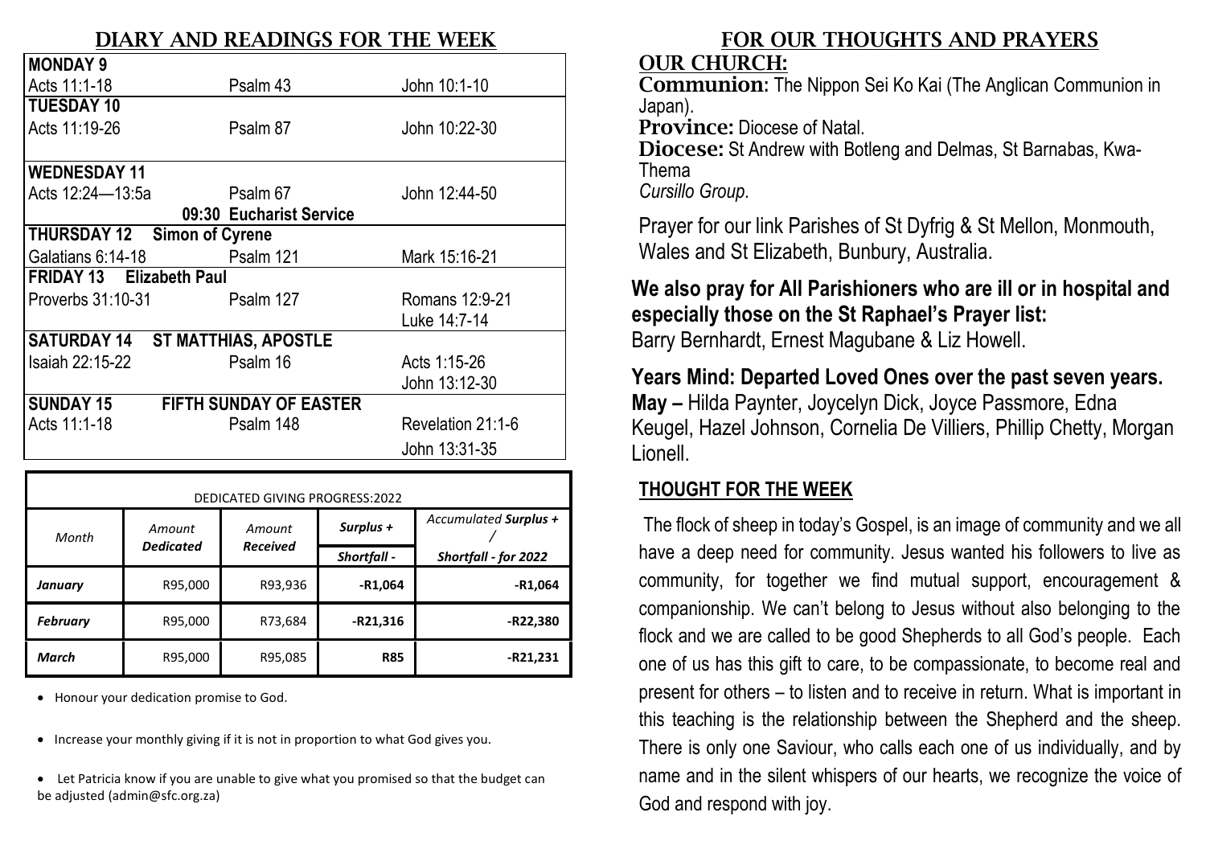## DIARY AND READINGS FOR THE WEEK

| | | |
|---|---|---|
| **MONDAY 9** | | |
| Acts 11:1-18 | Psalm 43 | John 10:1-10 |
| **TUESDAY 10** | | |
| Acts 11:19-26 | Psalm 87 | John 10:22-30 |
| **WEDNESDAY 11** | | |
| Acts 12:24—13:5a | Psalm 67 | John 12:44-50 |
| | **09:30 Eucharist Service** | |
| **THURSDAY 12 Simon of Cyrene** | | |
| Galatians 6:14-18 | Psalm 121 | Mark 15:16-21 |
| **FRIDAY 13 Elizabeth Paul** | | |
| Proverbs 31:10-31 | Psalm 127 | Romans 12:9-21<br>Luke 14:7-14 |
| **SATURDAY 14 ST MATTHIAS, APOSTLE** | | |
| Isaiah 22:15-22 | Psalm 16 | Acts 1:15-26<br>John 13:12-30 |
| **SUNDAY 15 FIFTH SUNDAY OF EASTER** | | |
| Acts 11:1-18 | Psalm 148 | Revelation 21:1-6<br>John 13:31-35 |

DEDICATED GIVING PROGRESS:2022

| *Month* | *Amount Dedicated* | *Amount Received* | ***Surplus +*** / ***Shortfall -*** | *Accumulated* ***Surplus +*** / ***Shortfall - for 2022*** |
|---|---|---|---|---|
| ***January*** | R95,000 | R93,936 | **-R1,064** | **-R1,064** |
| ***February*** | R95,000 | R73,684 | **-R21,316** | **-R22,380** |
| ***March*** | R95,000 | R95,085 | **R85** | **-R21,231** |

- Honour your dedication promise to God.
- Increase your monthly giving if it is not in proportion to what God gives you.
- Let Patricia know if you are unable to give what you promised so that the budget can be adjusted (admin@sfc.org.za)

## FOR OUR THOUGHTS AND PRAYERS

### OUR CHURCH:

**Communion:** The Nippon Sei Ko Kai (The Anglican Communion in Japan).
**Province:** Diocese of Natal.
**Diocese:** St Andrew with Botleng and Delmas, St Barnabas, Kwa-Thema
*Cursillo Group.*

Prayer for our link Parishes of St Dyfrig & St Mellon, Monmouth, Wales and St Elizabeth, Bunbury, Australia.

**We also pray for All Parishioners who are ill or in hospital and especially those on the St Raphael's Prayer list:**
Barry Bernhardt, Ernest Magubane & Liz Howell.

**Years Mind: Departed Loved Ones over the past seven years.**
**May –** Hilda Paynter, Joycelyn Dick, Joyce Passmore, Edna Keugel, Hazel Johnson, Cornelia De Villiers, Phillip Chetty, Morgan Lionell.

### THOUGHT FOR THE WEEK

The flock of sheep in today's Gospel, is an image of community and we all have a deep need for community. Jesus wanted his followers to live as community, for together we find mutual support, encouragement & companionship. We can't belong to Jesus without also belonging to the flock and we are called to be good Shepherds to all God's people. Each one of us has this gift to care, to be compassionate, to become real and present for others – to listen and to receive in return. What is important in this teaching is the relationship between the Shepherd and the sheep. There is only one Saviour, who calls each one of us individually, and by name and in the silent whispers of our hearts, we recognize the voice of God and respond with joy.